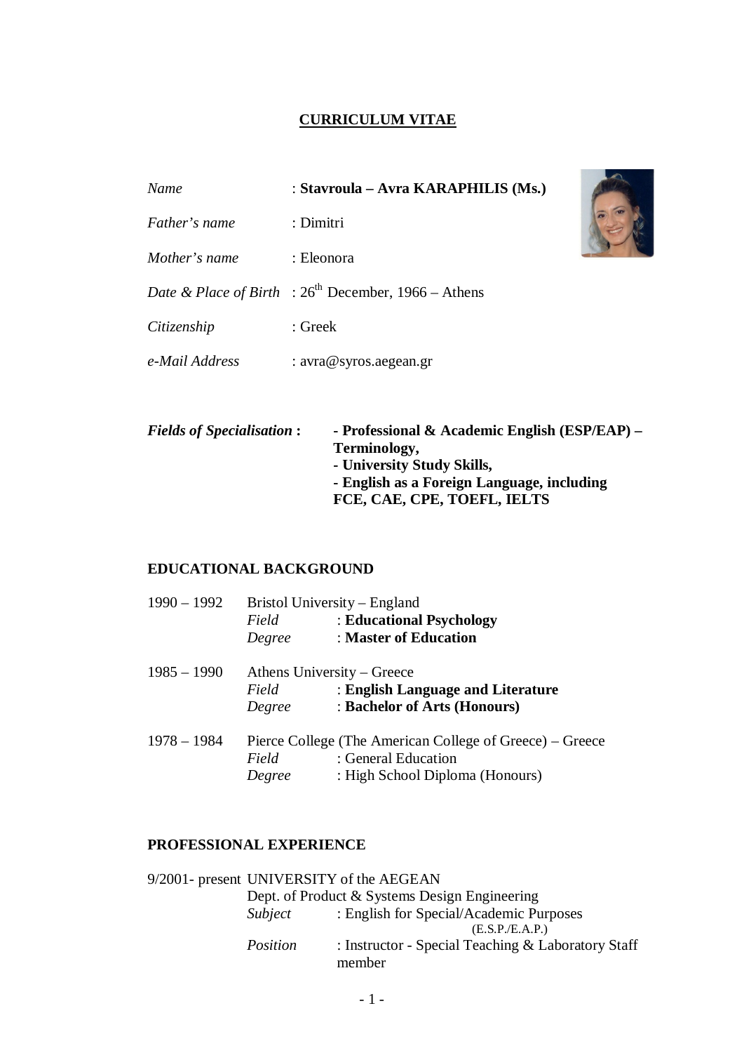# CURRICULUM VITAE

*Name* : **Stavroula – Avra KARAPHILIS (Ms.)**

*Father's name* : Dimitri

*Mother's name* : Eleonora

*Date & Place of Birth* : 26th December, 1966 – Athens

*Citizenship* : Greek

*e-Mail Address* : avra@syros.aegean.gr

***Fields of Specialisation* :**
- **Professional & Academic English (ESP/EAP) – Terminology,**
- **University Study Skills,**
- **English as a Foreign Language, including FCE, CAE, CPE, TOEFL, IELTS**

## EDUCATIONAL BACKGROUND

1990 – 1992 Bristol University – England
*Field* : **Educational Psychology**
*Degree* : **Master of Education**

1985 – 1990 Athens University – Greece
*Field* : **English Language and Literature**
*Degree* : **Bachelor of Arts (Honours)**

1978 – 1984 Pierce College (The American College of Greece) – Greece
*Field* : General Education
*Degree* : High School Diploma (Honours)

## PROFESSIONAL EXPERIENCE

9/2001- present UNIVERSITY of the AEGEAN
Dept. of Product & Systems Design Engineering
*Subject* : English for Special/Academic Purposes (E.S.P./E.A.P.)
*Position* : Instructor - Special Teaching & Laboratory Staff member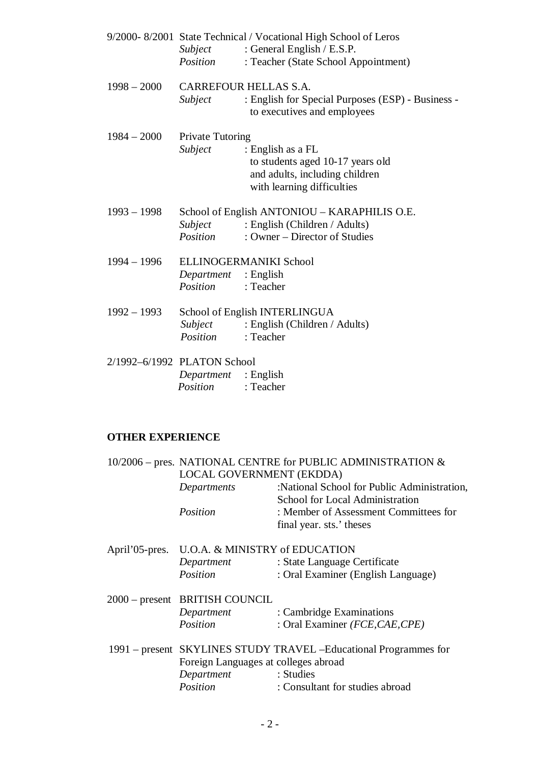9/2000- 8/2001 State Technical / Vocational High School of Leros
*Subject* : General English / E.S.P.
*Position* : Teacher (State School Appointment)

1998 – 2000 CARREFOUR HELLAS S.A.
*Subject* : English for Special Purposes (ESP) - Business - to executives and employees

1984 – 2000 Private Tutoring
*Subject* : English as a FL to students aged 10-17 years old and adults, including children with learning difficulties

1993 – 1998 School of English ANTONIOU – KARAPHILIS O.E.
*Subject* : English (Children / Adults)
*Position* : Owner – Director of Studies

1994 – 1996 ELLINOGERMANIKI School
*Department* : English
*Position* : Teacher

1992 – 1993 School of English INTERLINGUA
*Subject* : English (Children / Adults)
*Position* : Teacher

2/1992–6/1992 PLATON School
*Department* : English
*Position* : Teacher

**OTHER EXPERIENCE**

10/2006 – pres. NATIONAL CENTRE for PUBLIC ADMINISTRATION & LOCAL GOVERNMENT (EKDDA)
*Departments* :National School for Public Administration, School for Local Administration
*Position* : Member of Assessment Committees for final year. sts.' theses

April'05-pres. U.O.A. & MINISTRY of EDUCATION
*Department* : State Language Certificate
*Position* : Oral Examiner (English Language)

2000 – present BRITISH COUNCIL
*Department* : Cambridge Examinations
*Position* : Oral Examiner *(FCE,CAE,CPE)*

1991 – present SKYLINES STUDY TRAVEL –Educational Programmes for Foreign Languages at colleges abroad
*Department* : Studies
*Position* : Consultant for studies abroad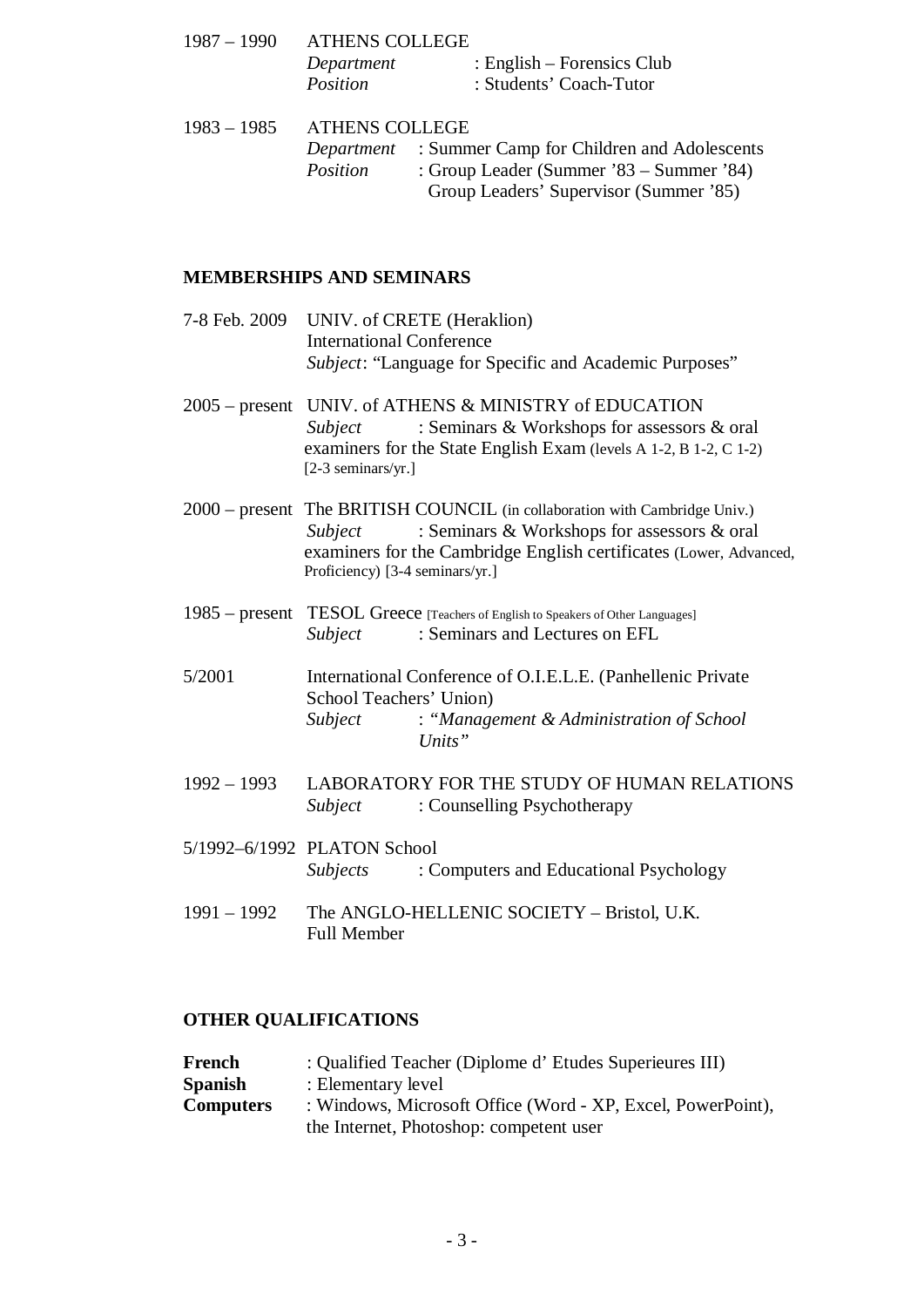1987 – 1990 ATHENS COLLEGE
*Department* : English – Forensics Club
*Position* : Students' Coach-Tutor

1983 – 1985 ATHENS COLLEGE
*Department* : Summer Camp for Children and Adolescents
*Position* : Group Leader (Summer '83 – Summer '84)
Group Leaders' Supervisor (Summer '85)

## MEMBERSHIPS AND SEMINARS

7-8 Feb. 2009 UNIV. of CRETE (Heraklion)
International Conference
*Subject*: "Language for Specific and Academic Purposes"

2005 – present UNIV. of ATHENS & MINISTRY of EDUCATION
*Subject* : Seminars & Workshops for assessors & oral examiners for the State English Exam (levels A 1-2, B 1-2, C 1-2) [2-3 seminars/yr.]

2000 – present The BRITISH COUNCIL (in collaboration with Cambridge Univ.)
*Subject* : Seminars & Workshops for assessors & oral examiners for the Cambridge English certificates (Lower, Advanced, Proficiency) [3-4 seminars/yr.]

1985 – present TESOL Greece [Teachers of English to Speakers of Other Languages]
*Subject* : Seminars and Lectures on EFL

5/2001 International Conference of O.I.E.L.E. (Panhellenic Private School Teachers' Union)
*Subject* : *"Management & Administration of School Units"*

1992 – 1993 LABORATORY FOR THE STUDY OF HUMAN RELATIONS
*Subject* : Counselling Psychotherapy

5/1992–6/1992 PLATON School
*Subjects* : Computers and Educational Psychology

1991 – 1992 The ANGLO-HELLENIC SOCIETY – Bristol, U.K.
Full Member

## OTHER QUALIFICATIONS

**French** : Qualified Teacher (Diplome d' Etudes Superieures III)
**Spanish** : Elementary level
**Computers** : Windows, Microsoft Office (Word - XP, Excel, PowerPoint), the Internet, Photoshop: competent user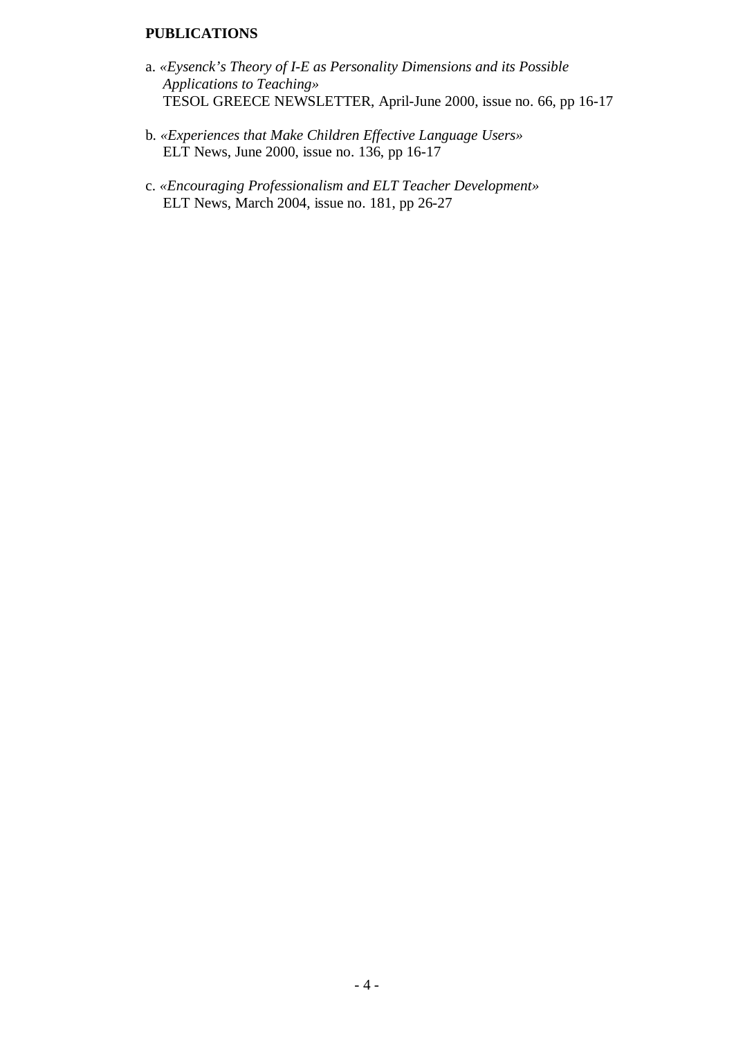**PUBLICATIONS**

a. *«Eysenck's Theory of I-E as Personality Dimensions and its Possible Applications to Teaching»*
TESOL GREECE NEWSLETTER, April-June 2000, issue no. 66, pp 16-17

b. *«Experiences that Make Children Effective Language Users»*
ELT News, June 2000, issue no. 136, pp 16-17

c. *«Encouraging Professionalism and ELT Teacher Development»*
ELT News, March 2004, issue no. 181, pp 26-27